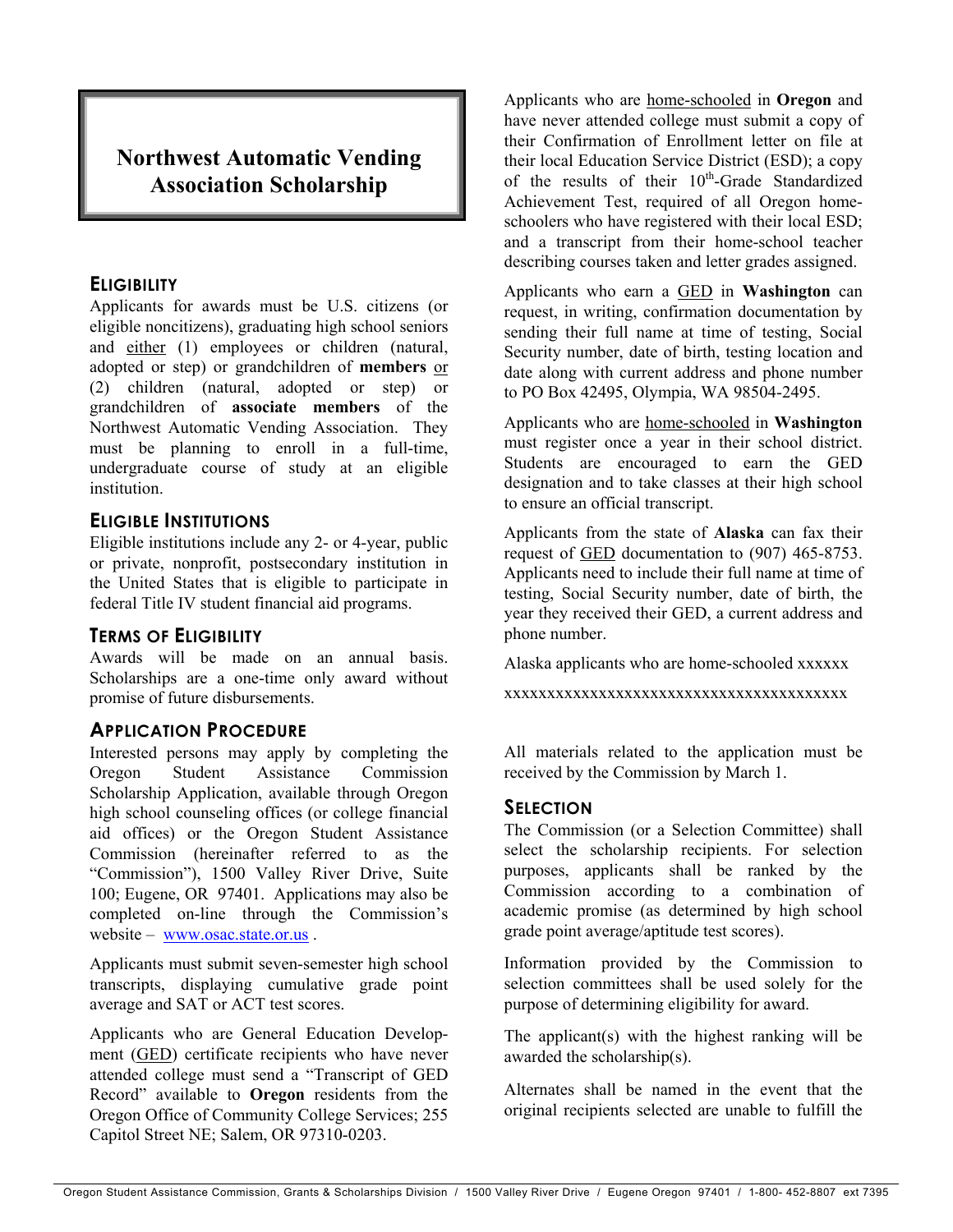# Northwest Automatic Vending Association Scholarship

## ELIGIBILITY

Applicants for awards must be U.S. citizens (or eligible noncitizens), graduating high school seniors and either (1) employees or children (natural, adopted or step) or grandchildren of **members** or (2) children (natural, adopted or step) or grandchildren of **associate members** of the Northwest Automatic Vending Association. They must be planning to enroll in a full-time, undergraduate course of study at an eligible institution.

## ELIGIBLE INSTITUTIONS

Eligible institutions include any 2- or 4-year, public or private, nonprofit, postsecondary institution in the United States that is eligible to participate in federal Title IV student financial aid programs.

## TERMS OF ELIGIBILITY

Awards will be made on an annual basis. Scholarships are a one-time only award without promise of future disbursements.

## APPLICATION PROCEDURE

Interested persons may apply by completing the Oregon Student Assistance Commission Scholarship Application, available through Oregon high school counseling offices (or college financial aid offices) or the Oregon Student Assistance Commission (hereinafter referred to as the "Commission"), 1500 Valley River Drive, Suite 100; Eugene, OR 97401. Applications may also be completed on-line through the Commission's website – www.osac.state.or.us .

Applicants must submit seven-semester high school transcripts, displaying cumulative grade point average and SAT or ACT test scores.

Applicants who are General Education Development (GED) certificate recipients who have never attended college must send a "Transcript of GED Record" available to **Oregon** residents from the Oregon Office of Community College Services; 255 Capitol Street NE; Salem, OR 97310-0203.

Applicants who are home-schooled in **Oregon** and have never attended college must submit a copy of their Confirmation of Enrollment letter on file at their local Education Service District (ESD); a copy of the results of their 10th-Grade Standardized Achievement Test, required of all Oregon home-schoolers who have registered with their local ESD; and a transcript from their home-school teacher describing courses taken and letter grades assigned.

Applicants who earn a GED in **Washington** can request, in writing, confirmation documentation by sending their full name at time of testing, Social Security number, date of birth, testing location and date along with current address and phone number to PO Box 42495, Olympia, WA 98504-2495.

Applicants who are home-schooled in **Washington** must register once a year in their school district. Students are encouraged to earn the GED designation and to take classes at their high school to ensure an official transcript.

Applicants from the state of **Alaska** can fax their request of GED documentation to (907) 465-8753. Applicants need to include their full name at time of testing, Social Security number, date of birth, the year they received their GED, a current address and phone number.

Alaska applicants who are home-schooled xxxxxx

xxxxxxxxxxxxxxxxxxxxxxxxxxxxxxxxxxxxxxxx

All materials related to the application must be received by the Commission by March 1.

## SELECTION

The Commission (or a Selection Committee) shall select the scholarship recipients. For selection purposes, applicants shall be ranked by the Commission according to a combination of academic promise (as determined by high school grade point average/aptitude test scores).

Information provided by the Commission to selection committees shall be used solely for the purpose of determining eligibility for award.

The applicant(s) with the highest ranking will be awarded the scholarship(s).

Alternates shall be named in the event that the original recipients selected are unable to fulfill the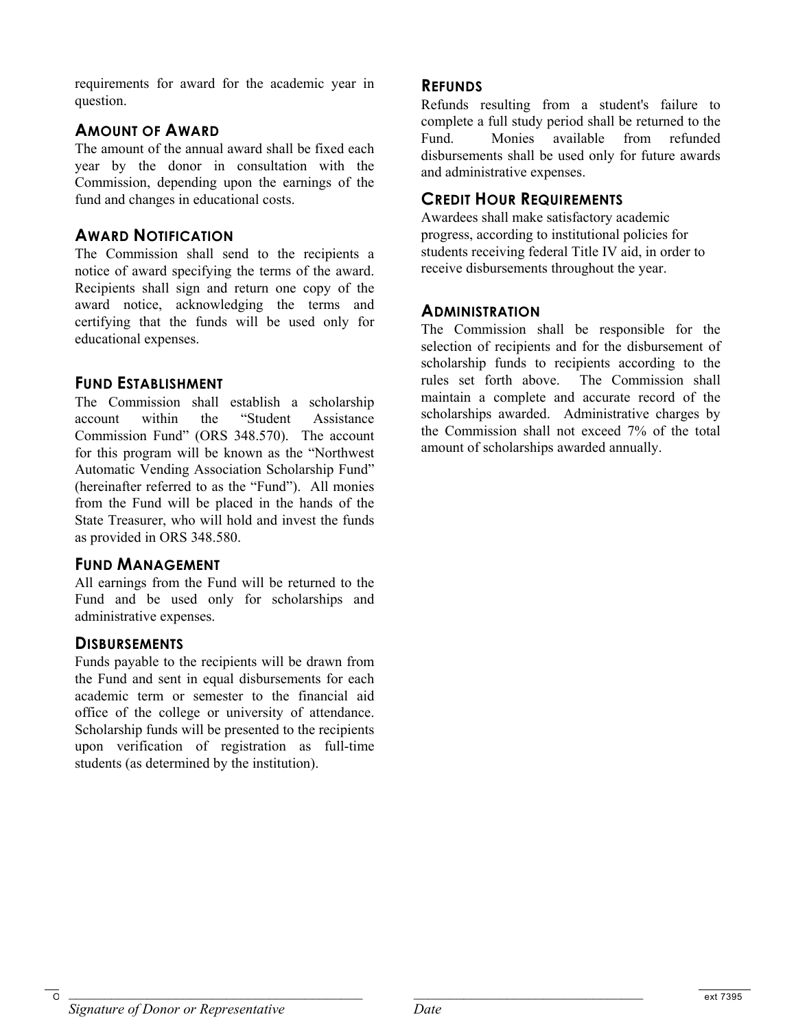requirements for award for the academic year in question.

## AMOUNT OF AWARD

The amount of the annual award shall be fixed each year by the donor in consultation with the Commission, depending upon the earnings of the fund and changes in educational costs.

## AWARD NOTIFICATION

The Commission shall send to the recipients a notice of award specifying the terms of the award. Recipients shall sign and return one copy of the award notice, acknowledging the terms and certifying that the funds will be used only for educational expenses.

## FUND ESTABLISHMENT

The Commission shall establish a scholarship account within the "Student Assistance Commission Fund" (ORS 348.570). The account for this program will be known as the "Northwest Automatic Vending Association Scholarship Fund" (hereinafter referred to as the "Fund"). All monies from the Fund will be placed in the hands of the State Treasurer, who will hold and invest the funds as provided in ORS 348.580.

## FUND MANAGEMENT

All earnings from the Fund will be returned to the Fund and be used only for scholarships and administrative expenses.

## DISBURSEMENTS

Funds payable to the recipients will be drawn from the Fund and sent in equal disbursements for each academic term or semester to the financial aid office of the college or university of attendance. Scholarship funds will be presented to the recipients upon verification of registration as full-time students (as determined by the institution).

## REFUNDS

Refunds resulting from a student's failure to complete a full study period shall be returned to the Fund. Monies available from refunded disbursements shall be used only for future awards and administrative expenses.

## CREDIT HOUR REQUIREMENTS

Awardees shall make satisfactory academic progress, according to institutional policies for students receiving federal Title IV aid, in order to receive disbursements throughout the year.

## ADMINISTRATION

The Commission shall be responsible for the selection of recipients and for the disbursement of scholarship funds to recipients according to the rules set forth above. The Commission shall maintain a complete and accurate record of the scholarships awarded. Administrative charges by the Commission shall not exceed 7% of the total amount of scholarships awarded annually.

\_\_\_\_\_\_\_\_\_\_\_\_\_\_\_\_\_\_\_\_\_\_\_\_\_\_\_\_\_\_\_\_\_\_\_\_\_\_\_\_\_\_\_\_\_\_\_\_\_
*Signature of Donor or Representative*

\_\_\_\_\_\_\_\_\_\_\_\_\_\_\_\_\_\_\_\_\_\_\_\_\_\_\_\_\_\_\_\_\_\_\_\_\_\_\_
*Date*

ext 7395